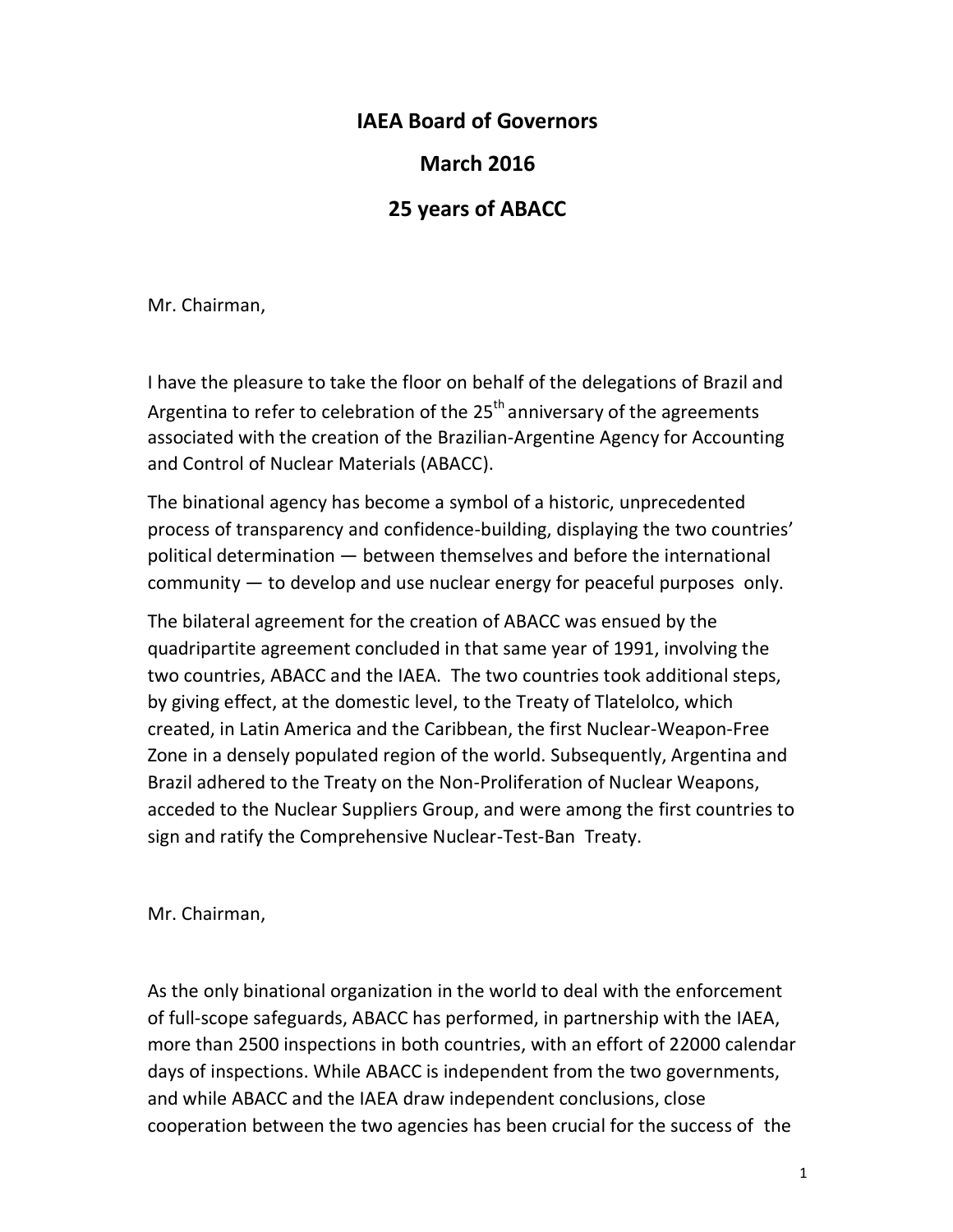# IAEA Board of Governors

## March 2016

## 25 years of ABACC

Mr. Chairman,

I have the pleasure to take the floor on behalf of the delegations of Brazil and Argentina to refer to celebration of the 25th anniversary of the agreements associated with the creation of the Brazilian-Argentine Agency for Accounting and Control of Nuclear Materials (ABACC).

The binational agency has become a symbol of a historic, unprecedented process of transparency and confidence-building, displaying the two countries' political determination — between themselves and before the international community — to develop and use nuclear energy for peaceful purposes only.

The bilateral agreement for the creation of ABACC was ensued by the quadripartite agreement concluded in that same year of 1991, involving the two countries, ABACC and the IAEA. The two countries took additional steps, by giving effect, at the domestic level, to the Treaty of Tlatelolco, which created, in Latin America and the Caribbean, the first Nuclear-Weapon-Free Zone in a densely populated region of the world. Subsequently, Argentina and Brazil adhered to the Treaty on the Non-Proliferation of Nuclear Weapons, acceded to the Nuclear Suppliers Group, and were among the first countries to sign and ratify the Comprehensive Nuclear-Test-Ban Treaty.

Mr. Chairman,

As the only binational organization in the world to deal with the enforcement of full-scope safeguards, ABACC has performed, in partnership with the IAEA, more than 2500 inspections in both countries, with an effort of 22000 calendar days of inspections. While ABACC is independent from the two governments, and while ABACC and the IAEA draw independent conclusions, close cooperation between the two agencies has been crucial for the success of the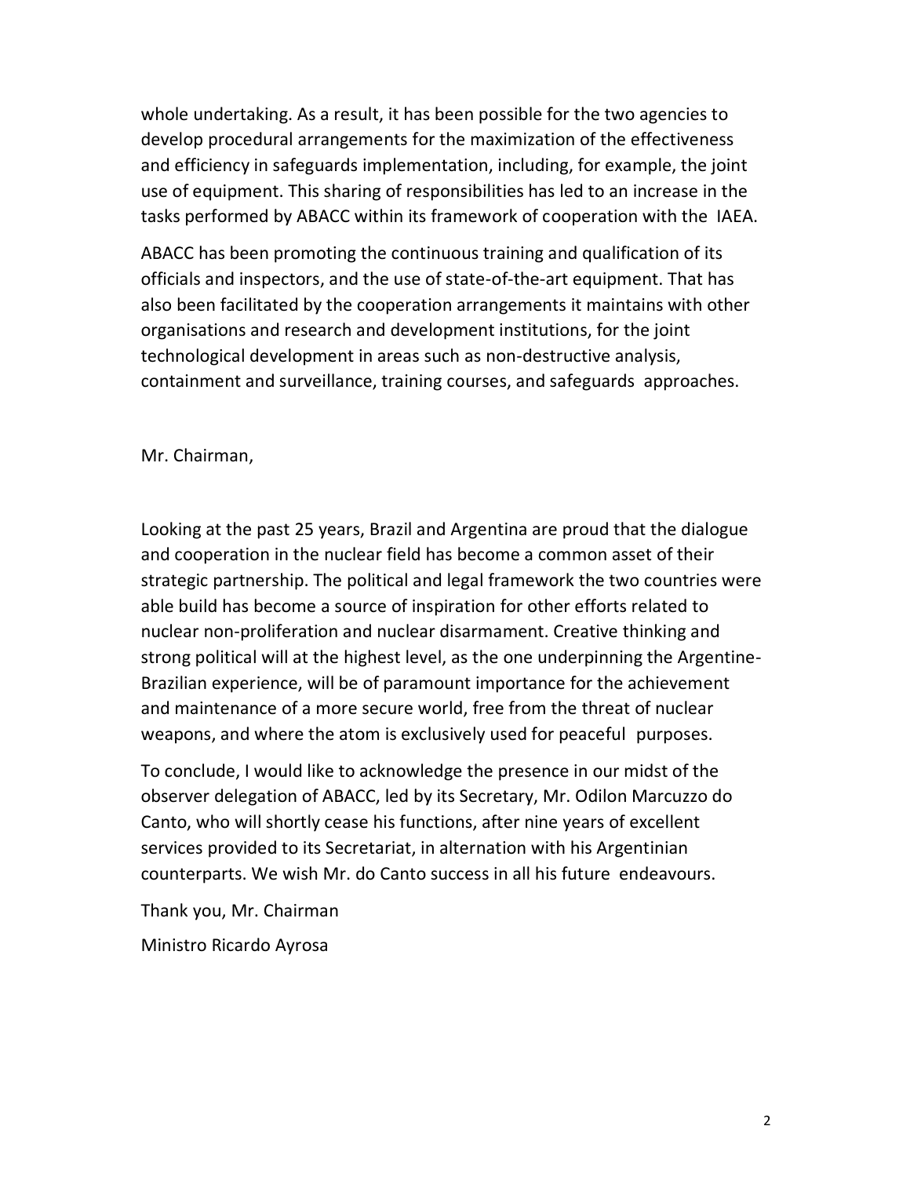whole undertaking. As a result, it has been possible for the two agencies to develop procedural arrangements for the maximization of the effectiveness and efficiency in safeguards implementation, including, for example, the joint use of equipment. This sharing of responsibilities has led to an increase in the tasks performed by ABACC within its framework of cooperation with the IAEA.

ABACC has been promoting the continuous training and qualification of its officials and inspectors, and the use of state-of-the-art equipment. That has also been facilitated by the cooperation arrangements it maintains with other organisations and research and development institutions, for the joint technological development in areas such as non-destructive analysis, containment and surveillance, training courses, and safeguards approaches.

Mr. Chairman,

Looking at the past 25 years, Brazil and Argentina are proud that the dialogue and cooperation in the nuclear field has become a common asset of their strategic partnership. The political and legal framework the two countries were able build has become a source of inspiration for other efforts related to nuclear non-proliferation and nuclear disarmament. Creative thinking and strong political will at the highest level, as the one underpinning the Argentine-Brazilian experience, will be of paramount importance for the achievement and maintenance of a more secure world, free from the threat of nuclear weapons, and where the atom is exclusively used for peaceful purposes.

To conclude, I would like to acknowledge the presence in our midst of the observer delegation of ABACC, led by its Secretary, Mr. Odilon Marcuzzo do Canto, who will shortly cease his functions, after nine years of excellent services provided to its Secretariat, in alternation with his Argentinian counterparts. We wish Mr. do Canto success in all his future endeavours.

Thank you, Mr. Chairman

Ministro Ricardo Ayrosa